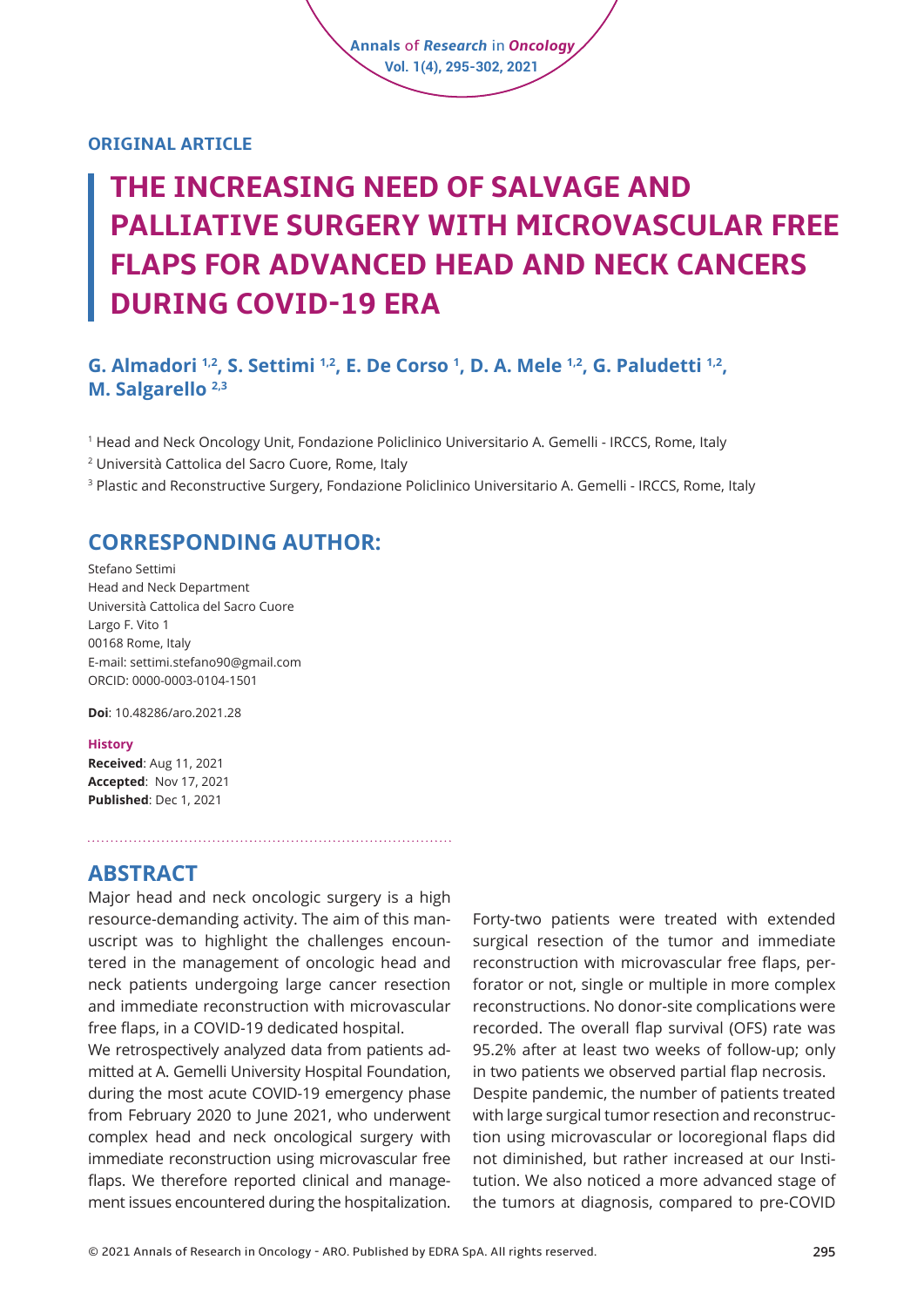ORIGINAL ARTICLE

# THE INCREASING NEED OF SALVAGE AND PALLIATIVE SURGERY WITH MICROVASCULAR FREE FLAPS FOR ADVANCED HEAD AND NECK CANCERS DURING COVID-19 ERA

**G. Almadori [1,2], S. Settimi [1,2], E. De Corso [1], D. A. Mele [1,2], G. Paludetti [1,2], M. Salgarello [2,3]**

[1] Head and Neck Oncology Unit, Fondazione Policlinico Universitario A. Gemelli - IRCCS, Rome, Italy

[2] Università Cattolica del Sacro Cuore, Rome, Italy

[3] Plastic and Reconstructive Surgery, Fondazione Policlinico Universitario A. Gemelli - IRCCS, Rome, Italy

## CORRESPONDING AUTHOR:

Stefano Settimi
Head and Neck Department
Università Cattolica del Sacro Cuore
Largo F. Vito 1
00168 Rome, Italy
E-mail: settimi.stefano90@gmail.com
ORCID: 0000-0003-0104-1501

**Doi**: 10.48286/aro.2021.28

**History**
**Received**: Aug 11, 2021
**Accepted**: Nov 17, 2021
**Published**: Dec 1, 2021

## ABSTRACT

Major head and neck oncologic surgery is a high resource-demanding activity. The aim of this manuscript was to highlight the challenges encountered in the management of oncologic head and neck patients undergoing large cancer resection and immediate reconstruction with microvascular free flaps, in a COVID-19 dedicated hospital.

We retrospectively analyzed data from patients admitted at A. Gemelli University Hospital Foundation, during the most acute COVID-19 emergency phase from February 2020 to June 2021, who underwent complex head and neck oncological surgery with immediate reconstruction using microvascular free flaps. We therefore reported clinical and management issues encountered during the hospitalization.

Forty-two patients were treated with extended surgical resection of the tumor and immediate reconstruction with microvascular free flaps, perforator or not, single or multiple in more complex reconstructions. No donor-site complications were recorded. The overall flap survival (OFS) rate was 95.2% after at least two weeks of follow-up; only in two patients we observed partial flap necrosis.

Despite pandemic, the number of patients treated with large surgical tumor resection and reconstruction using microvascular or locoregional flaps did not diminished, but rather increased at our Institution. We also noticed a more advanced stage of the tumors at diagnosis, compared to pre-COVID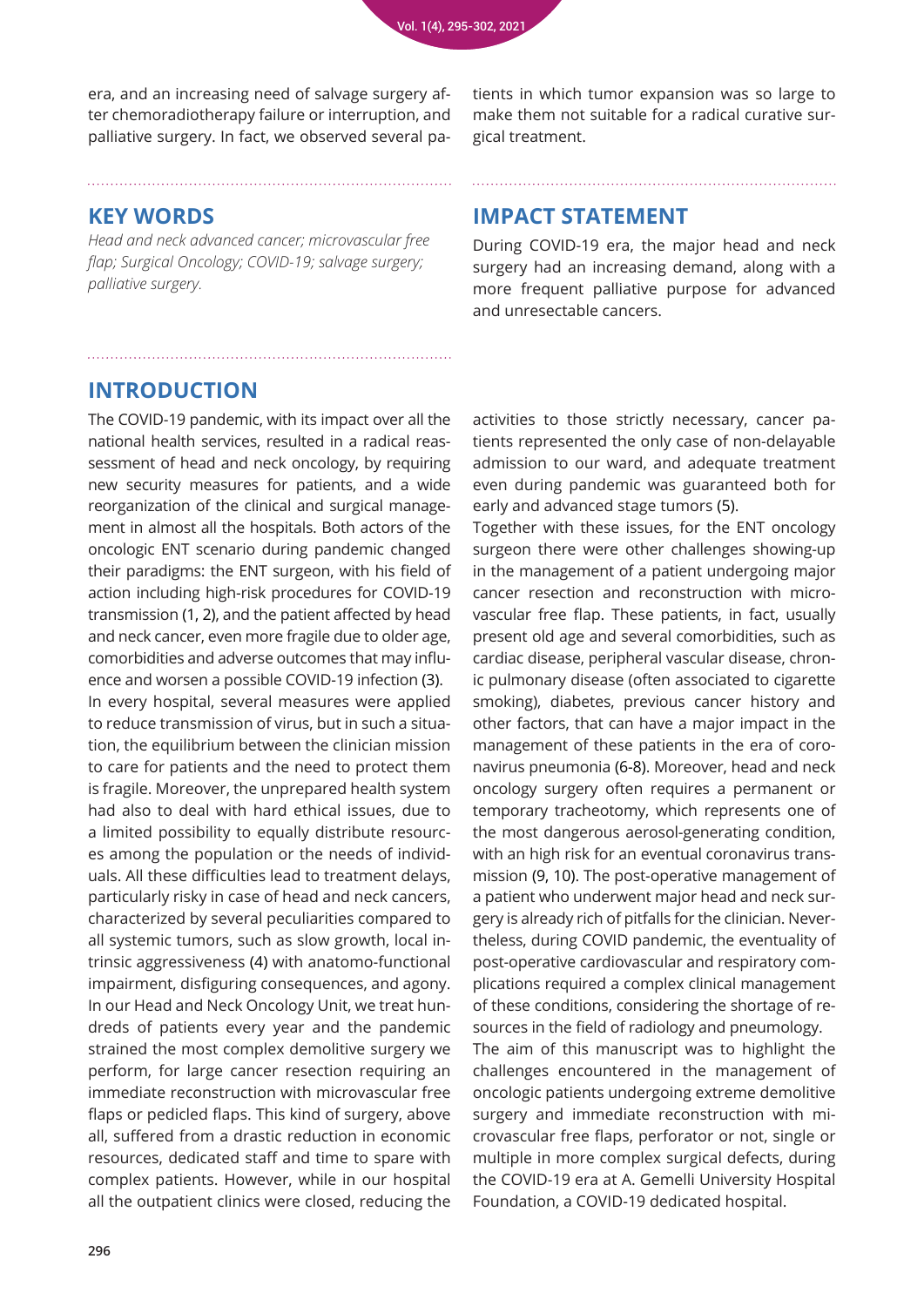era, and an increasing need of salvage surgery after chemoradiotherapy failure or interruption, and palliative surgery. In fact, we observed several patients in which tumor expansion was so large to make them not suitable for a radical curative surgical treatment.

## KEY WORDS

*Head and neck advanced cancer; microvascular free flap; Surgical Oncology; COVID-19; salvage surgery; palliative surgery.*

## IMPACT STATEMENT

During COVID-19 era, the major head and neck surgery had an increasing demand, along with a more frequent palliative purpose for advanced and unresectable cancers.

## INTRODUCTION

The COVID-19 pandemic, with its impact over all the national health services, resulted in a radical reassessment of head and neck oncology, by requiring new security measures for patients, and a wide reorganization of the clinical and surgical management in almost all the hospitals. Both actors of the oncologic ENT scenario during pandemic changed their paradigms: the ENT surgeon, with his field of action including high-risk procedures for COVID-19 transmission (1, 2), and the patient affected by head and neck cancer, even more fragile due to older age, comorbidities and adverse outcomes that may influence and worsen a possible COVID-19 infection (3).

In every hospital, several measures were applied to reduce transmission of virus, but in such a situation, the equilibrium between the clinician mission to care for patients and the need to protect them is fragile. Moreover, the unprepared health system had also to deal with hard ethical issues, due to a limited possibility to equally distribute resources among the population or the needs of individuals. All these difficulties lead to treatment delays, particularly risky in case of head and neck cancers, characterized by several peculiarities compared to all systemic tumors, such as slow growth, local intrinsic aggressiveness (4) with anatomo-functional impairment, disfiguring consequences, and agony. In our Head and Neck Oncology Unit, we treat hundreds of patients every year and the pandemic strained the most complex demolitive surgery we perform, for large cancer resection requiring an immediate reconstruction with microvascular free flaps or pedicled flaps. This kind of surgery, above all, suffered from a drastic reduction in economic resources, dedicated staff and time to spare with complex patients. However, while in our hospital all the outpatient clinics were closed, reducing the activities to those strictly necessary, cancer patients represented the only case of non-delayable admission to our ward, and adequate treatment even during pandemic was guaranteed both for early and advanced stage tumors (5).

Together with these issues, for the ENT oncology surgeon there were other challenges showing-up in the management of a patient undergoing major cancer resection and reconstruction with microvascular free flap. These patients, in fact, usually present old age and several comorbidities, such as cardiac disease, peripheral vascular disease, chronic pulmonary disease (often associated to cigarette smoking), diabetes, previous cancer history and other factors, that can have a major impact in the management of these patients in the era of coronavirus pneumonia (6-8). Moreover, head and neck oncology surgery often requires a permanent or temporary tracheotomy, which represents one of the most dangerous aerosol-generating condition, with an high risk for an eventual coronavirus transmission (9, 10). The post-operative management of a patient who underwent major head and neck surgery is already rich of pitfalls for the clinician. Nevertheless, during COVID pandemic, the eventuality of post-operative cardiovascular and respiratory complications required a complex clinical management of these conditions, considering the shortage of resources in the field of radiology and pneumology.

The aim of this manuscript was to highlight the challenges encountered in the management of oncologic patients undergoing extreme demolitive surgery and immediate reconstruction with microvascular free flaps, perforator or not, single or multiple in more complex surgical defects, during the COVID-19 era at A. Gemelli University Hospital Foundation, a COVID-19 dedicated hospital.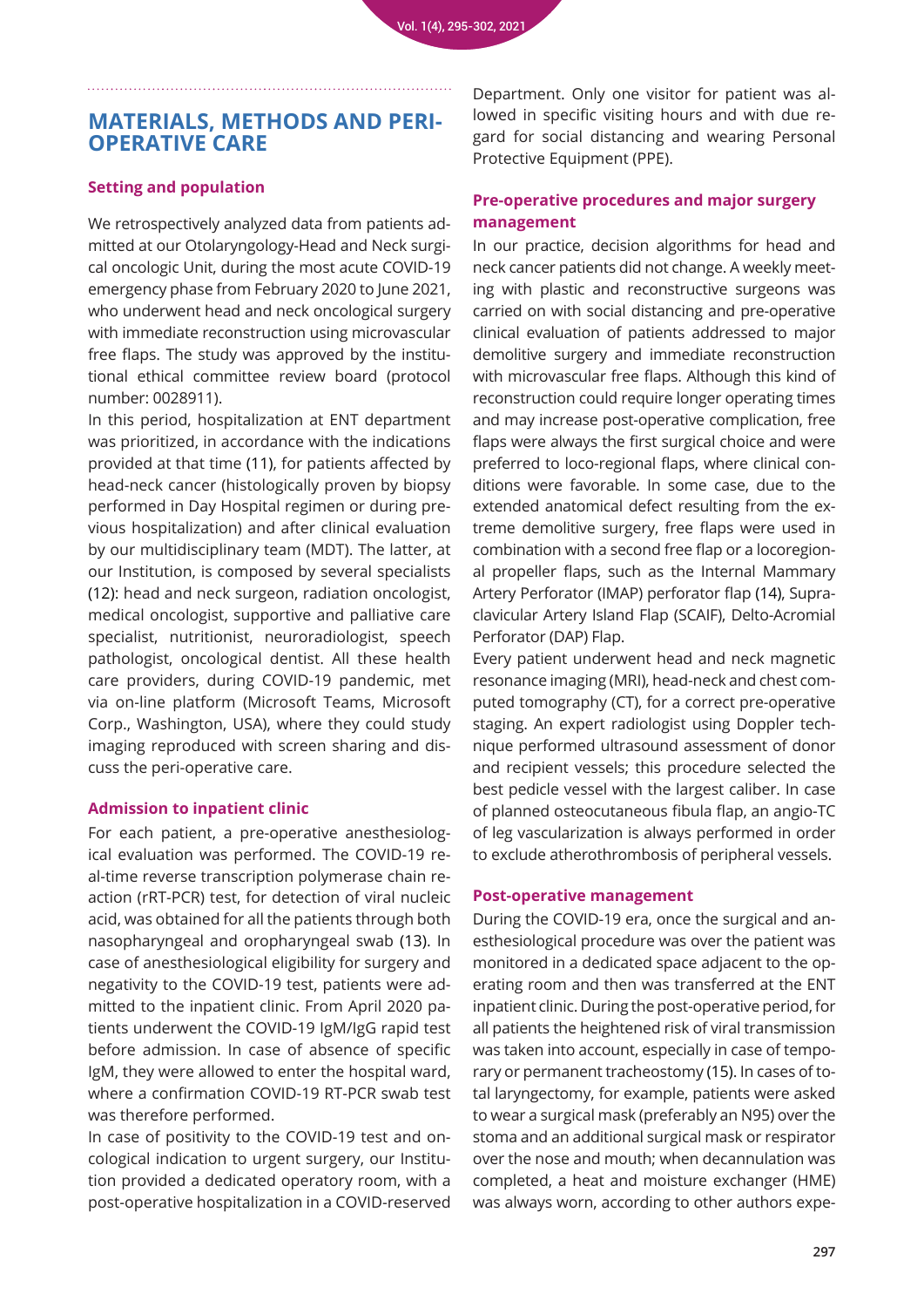## MATERIALS, METHODS AND PERI-OPERATIVE CARE

### Setting and population

We retrospectively analyzed data from patients admitted at our Otolaryngology-Head and Neck surgical oncologic Unit, during the most acute COVID-19 emergency phase from February 2020 to June 2021, who underwent head and neck oncological surgery with immediate reconstruction using microvascular free flaps. The study was approved by the institutional ethical committee review board (protocol number: 0028911).

In this period, hospitalization at ENT department was prioritized, in accordance with the indications provided at that time (11), for patients affected by head-neck cancer (histologically proven by biopsy performed in Day Hospital regimen or during previous hospitalization) and after clinical evaluation by our multidisciplinary team (MDT). The latter, at our Institution, is composed by several specialists (12): head and neck surgeon, radiation oncologist, medical oncologist, supportive and palliative care specialist, nutritionist, neuroradiologist, speech pathologist, oncological dentist. All these health care providers, during COVID-19 pandemic, met via on-line platform (Microsoft Teams, Microsoft Corp., Washington, USA), where they could study imaging reproduced with screen sharing and discuss the peri-operative care.

### Admission to inpatient clinic

For each patient, a pre-operative anesthesiological evaluation was performed. The COVID-19 real-time reverse transcription polymerase chain reaction (rRT-PCR) test, for detection of viral nucleic acid, was obtained for all the patients through both nasopharyngeal and oropharyngeal swab (13). In case of anesthesiological eligibility for surgery and negativity to the COVID-19 test, patients were admitted to the inpatient clinic. From April 2020 patients underwent the COVID-19 IgM/IgG rapid test before admission. In case of absence of specific IgM, they were allowed to enter the hospital ward, where a confirmation COVID-19 RT-PCR swab test was therefore performed.

In case of positivity to the COVID-19 test and oncological indication to urgent surgery, our Institution provided a dedicated operatory room, with a post-operative hospitalization in a COVID-reserved Department. Only one visitor for patient was allowed in specific visiting hours and with due regard for social distancing and wearing Personal Protective Equipment (PPE).

### Pre-operative procedures and major surgery management

In our practice, decision algorithms for head and neck cancer patients did not change. A weekly meeting with plastic and reconstructive surgeons was carried on with social distancing and pre-operative clinical evaluation of patients addressed to major demolitive surgery and immediate reconstruction with microvascular free flaps. Although this kind of reconstruction could require longer operating times and may increase post-operative complication, free flaps were always the first surgical choice and were preferred to loco-regional flaps, where clinical conditions were favorable. In some case, due to the extended anatomical defect resulting from the extreme demolitive surgery, free flaps were used in combination with a second free flap or a locoregional propeller flaps, such as the Internal Mammary Artery Perforator (IMAP) perforator flap (14), Supraclavicular Artery Island Flap (SCAIF), Delto-Acromial Perforator (DAP) Flap.

Every patient underwent head and neck magnetic resonance imaging (MRI), head-neck and chest computed tomography (CT), for a correct pre-operative staging. An expert radiologist using Doppler technique performed ultrasound assessment of donor and recipient vessels; this procedure selected the best pedicle vessel with the largest caliber. In case of planned osteocutaneous fibula flap, an angio-TC of leg vascularization is always performed in order to exclude atherothrombosis of peripheral vessels.

### Post-operative management

During the COVID-19 era, once the surgical and anesthesiological procedure was over the patient was monitored in a dedicated space adjacent to the operating room and then was transferred at the ENT inpatient clinic. During the post-operative period, for all patients the heightened risk of viral transmission was taken into account, especially in case of temporary or permanent tracheostomy (15). In cases of total laryngectomy, for example, patients were asked to wear a surgical mask (preferably an N95) over the stoma and an additional surgical mask or respirator over the nose and mouth; when decannulation was completed, a heat and moisture exchanger (HME) was always worn, according to other authors expe-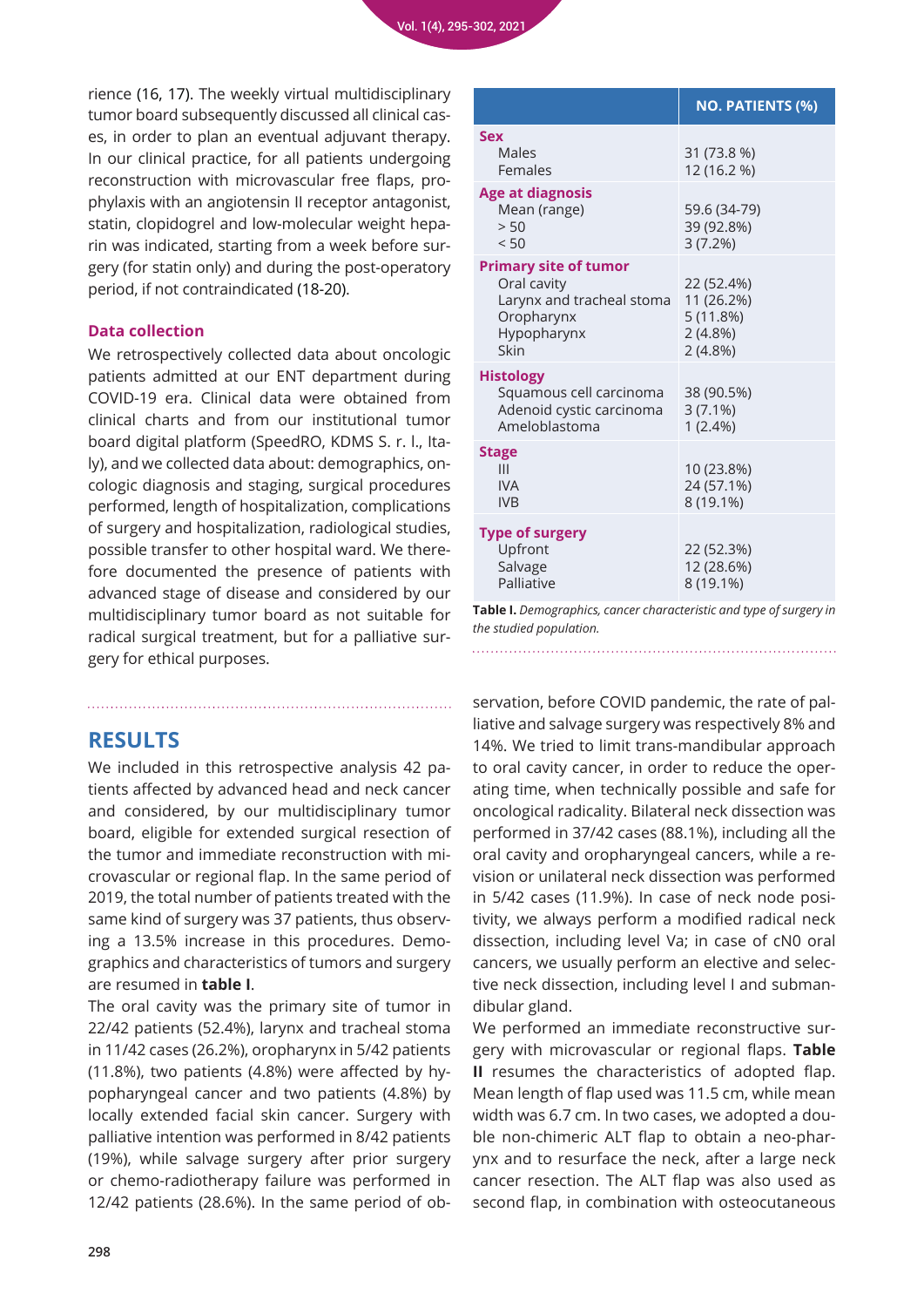rience (16, 17). The weekly virtual multidisciplinary tumor board subsequently discussed all clinical cases, in order to plan an eventual adjuvant therapy. In our clinical practice, for all patients undergoing reconstruction with microvascular free flaps, prophylaxis with an angiotensin II receptor antagonist, statin, clopidogrel and low-molecular weight heparin was indicated, starting from a week before surgery (for statin only) and during the post-operatory period, if not contraindicated (18-20).

### Data collection

We retrospectively collected data about oncologic patients admitted at our ENT department during COVID-19 era. Clinical data were obtained from clinical charts and from our institutional tumor board digital platform (SpeedRO, KDMS S. r. l., Italy), and we collected data about: demographics, oncologic diagnosis and staging, surgical procedures performed, length of hospitalization, complications of surgery and hospitalization, radiological studies, possible transfer to other hospital ward. We therefore documented the presence of patients with advanced stage of disease and considered by our multidisciplinary tumor board as not suitable for radical surgical treatment, but for a palliative surgery for ethical purposes.

| | NO. PATIENTS (%) |
|---|---|
| **Sex** | |
| Males | 31 (73.8 %) |
| Females | 12 (16.2 %) |
| **Age at diagnosis** | |
| Mean (range) | 59.6 (34-79) |
| > 50 | 39 (92.8%) |
| < 50 | 3 (7.2%) |
| **Primary site of tumor** | |
| Oral cavity | 22 (52.4%) |
| Larynx and tracheal stoma | 11 (26.2%) |
| Oropharynx | 5 (11.8%) |
| Hypopharynx | 2 (4.8%) |
| Skin | 2 (4.8%) |
| **Histology** | |
| Squamous cell carcinoma | 38 (90.5%) |
| Adenoid cystic carcinoma | 3 (7.1%) |
| Ameloblastoma | 1 (2.4%) |
| **Stage** | |
| III | 10 (23.8%) |
| IVA | 24 (57.1%) |
| IVB | 8 (19.1%) |
| **Type of surgery** | |
| Upfront | 22 (52.3%) |
| Salvage | 12 (28.6%) |
| Palliative | 8 (19.1%) |

**Table I.** *Demographics, cancer characteristic and type of surgery in the studied population.*

## RESULTS

We included in this retrospective analysis 42 patients affected by advanced head and neck cancer and considered, by our multidisciplinary tumor board, eligible for extended surgical resection of the tumor and immediate reconstruction with microvascular or regional flap. In the same period of 2019, the total number of patients treated with the same kind of surgery was 37 patients, thus observing a 13.5% increase in this procedures. Demographics and characteristics of tumors and surgery are resumed in **table I**.

The oral cavity was the primary site of tumor in 22/42 patients (52.4%), larynx and tracheal stoma in 11/42 cases (26.2%), oropharynx in 5/42 patients (11.8%), two patients (4.8%) were affected by hypopharyngeal cancer and two patients (4.8%) by locally extended facial skin cancer. Surgery with palliative intention was performed in 8/42 patients (19%), while salvage surgery after prior surgery or chemo-radiotherapy failure was performed in 12/42 patients (28.6%). In the same period of observation, before COVID pandemic, the rate of palliative and salvage surgery was respectively 8% and 14%. We tried to limit trans-mandibular approach to oral cavity cancer, in order to reduce the operating time, when technically possible and safe for oncological radicality. Bilateral neck dissection was performed in 37/42 cases (88.1%), including all the oral cavity and oropharyngeal cancers, while a revision or unilateral neck dissection was performed in 5/42 cases (11.9%). In case of neck node positivity, we always perform a modified radical neck dissection, including level Va; in case of cN0 oral cancers, we usually perform an elective and selective neck dissection, including level I and submandibular gland.

We performed an immediate reconstructive surgery with microvascular or regional flaps. **Table II** resumes the characteristics of adopted flap. Mean length of flap used was 11.5 cm, while mean width was 6.7 cm. In two cases, we adopted a double non-chimeric ALT flap to obtain a neo-pharynx and to resurface the neck, after a large neck cancer resection. The ALT flap was also used as second flap, in combination with osteocutaneous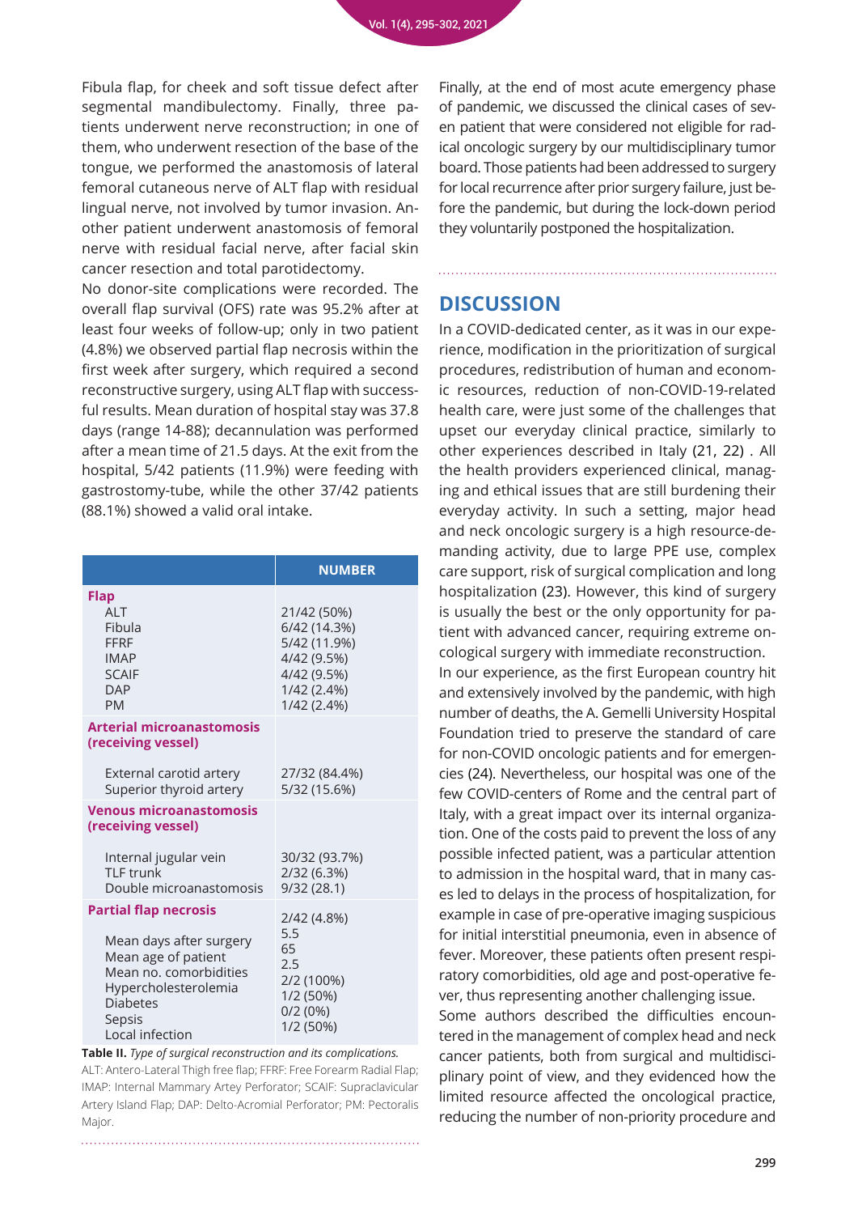Fibula flap, for cheek and soft tissue defect after segmental mandibulectomy. Finally, three patients underwent nerve reconstruction; in one of them, who underwent resection of the base of the tongue, we performed the anastomosis of lateral femoral cutaneous nerve of ALT flap with residual lingual nerve, not involved by tumor invasion. Another patient underwent anastomosis of femoral nerve with residual facial nerve, after facial skin cancer resection and total parotidectomy.

No donor-site complications were recorded. The overall flap survival (OFS) rate was 95.2% after at least four weeks of follow-up; only in two patient (4.8%) we observed partial flap necrosis within the first week after surgery, which required a second reconstructive surgery, using ALT flap with successful results. Mean duration of hospital stay was 37.8 days (range 14-88); decannulation was performed after a mean time of 21.5 days. At the exit from the hospital, 5/42 patients (11.9%) were feeding with gastrostomy-tube, while the other 37/42 patients (88.1%) showed a valid oral intake.

| | NUMBER |
|---|---|
| **Flap** | |
| ALT | 21/42 (50%) |
| Fibula | 6/42 (14.3%) |
| FFRF | 5/42 (11.9%) |
| IMAP | 4/42 (9.5%) |
| SCAIF | 4/42 (9.5%) |
| DAP | 1/42 (2.4%) |
| PM | 1/42 (2.4%) |
| **Arterial microanastomosis (receiving vessel)** | |
| External carotid artery | 27/32 (84.4%) |
| Superior thyroid artery | 5/32 (15.6%) |
| **Venous microanastomosis (receiving vessel)** | |
| Internal jugular vein | 30/32 (93.7%) |
| TLF trunk | 2/32 (6.3%) |
| Double microanastomosis | 9/32 (28.1) |
| **Partial flap necrosis** | 2/42 (4.8%) |
| Mean days after surgery | 5.5 |
| Mean age of patient | 65 |
| Mean no. comorbidities | 2.5 |
| Hypercholesterolemia | 2/2 (100%) |
| Diabetes | 1/2 (50%) |
| Sepsis | 0/2 (0%) |
| Local infection | 1/2 (50%) |

**Table II.** *Type of surgical reconstruction and its complications.*
ALT: Antero-Lateral Thigh free flap; FFRF: Free Forearm Radial Flap; IMAP: Internal Mammary Artey Perforator; SCAIF: Supraclavicular Artery Island Flap; DAP: Delto-Acromial Perforator; PM: Pectoralis Major.

Finally, at the end of most acute emergency phase of pandemic, we discussed the clinical cases of seven patient that were considered not eligible for radical oncologic surgery by our multidisciplinary tumor board. Those patients had been addressed to surgery for local recurrence after prior surgery failure, just before the pandemic, but during the lock-down period they voluntarily postponed the hospitalization.

## DISCUSSION

In a COVID-dedicated center, as it was in our experience, modification in the prioritization of surgical procedures, redistribution of human and economic resources, reduction of non-COVID-19-related health care, were just some of the challenges that upset our everyday clinical practice, similarly to other experiences described in Italy (21, 22) . All the health providers experienced clinical, managing and ethical issues that are still burdening their everyday activity. In such a setting, major head and neck oncologic surgery is a high resource-demanding activity, due to large PPE use, complex care support, risk of surgical complication and long hospitalization (23). However, this kind of surgery is usually the best or the only opportunity for patient with advanced cancer, requiring extreme oncological surgery with immediate reconstruction.

In our experience, as the first European country hit and extensively involved by the pandemic, with high number of deaths, the A. Gemelli University Hospital Foundation tried to preserve the standard of care for non-COVID oncologic patients and for emergencies (24). Nevertheless, our hospital was one of the few COVID-centers of Rome and the central part of Italy, with a great impact over its internal organization. One of the costs paid to prevent the loss of any possible infected patient, was a particular attention to admission in the hospital ward, that in many cases led to delays in the process of hospitalization, for example in case of pre-operative imaging suspicious for initial interstitial pneumonia, even in absence of fever. Moreover, these patients often present respiratory comorbidities, old age and post-operative fever, thus representing another challenging issue.

Some authors described the difficulties encountered in the management of complex head and neck cancer patients, both from surgical and multidisciplinary point of view, and they evidenced how the limited resource affected the oncological practice, reducing the number of non-priority procedure and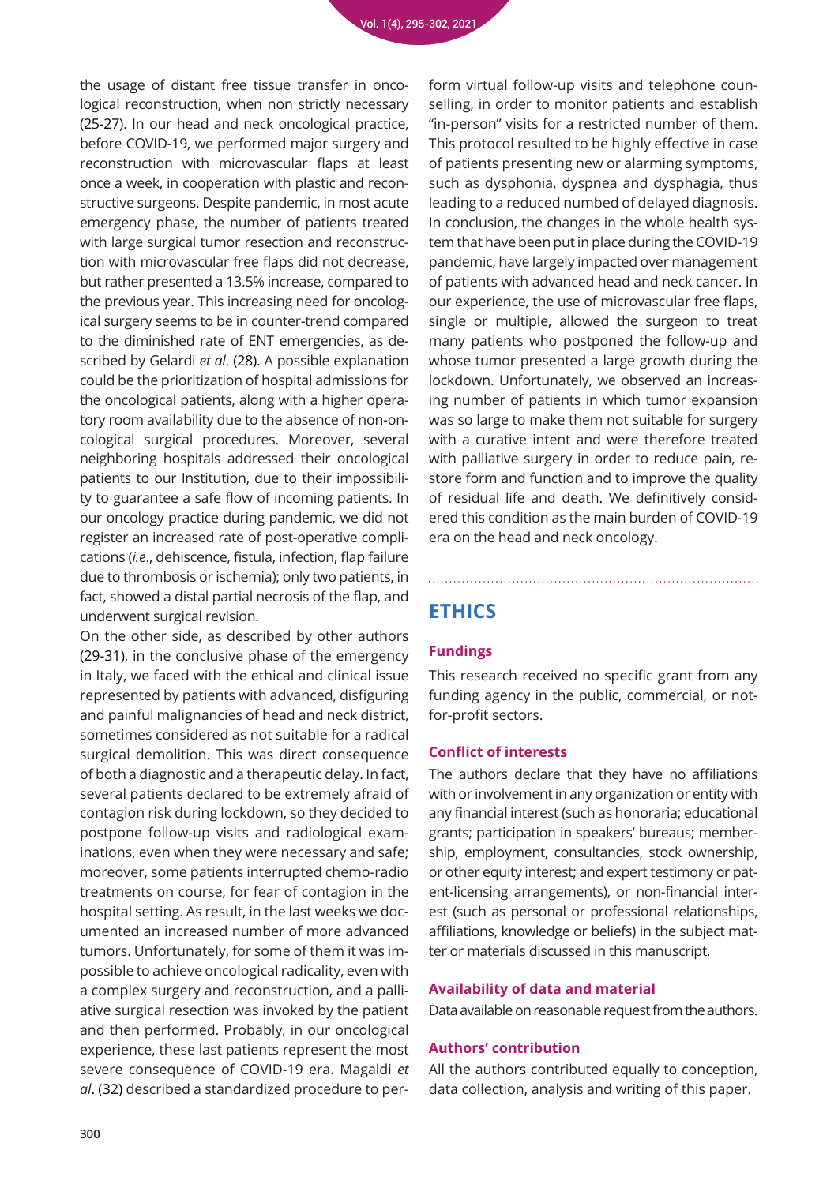the usage of distant free tissue transfer in oncological reconstruction, when non strictly necessary (25-27). In our head and neck oncological practice, before COVID-19, we performed major surgery and reconstruction with microvascular flaps at least once a week, in cooperation with plastic and reconstructive surgeons. Despite pandemic, in most acute emergency phase, the number of patients treated with large surgical tumor resection and reconstruction with microvascular free flaps did not decrease, but rather presented a 13.5% increase, compared to the previous year. This increasing need for oncological surgery seems to be in counter-trend compared to the diminished rate of ENT emergencies, as described by Gelardi *et al*. (28). A possible explanation could be the prioritization of hospital admissions for the oncological patients, along with a higher operatory room availability due to the absence of non-oncological surgical procedures. Moreover, several neighboring hospitals addressed their oncological patients to our Institution, due to their impossibility to guarantee a safe flow of incoming patients. In our oncology practice during pandemic, we did not register an increased rate of post-operative complications (*i.e*., dehiscence, fistula, infection, flap failure due to thrombosis or ischemia); only two patients, in fact, showed a distal partial necrosis of the flap, and underwent surgical revision.

On the other side, as described by other authors (29-31), in the conclusive phase of the emergency in Italy, we faced with the ethical and clinical issue represented by patients with advanced, disfiguring and painful malignancies of head and neck district, sometimes considered as not suitable for a radical surgical demolition. This was direct consequence of both a diagnostic and a therapeutic delay. In fact, several patients declared to be extremely afraid of contagion risk during lockdown, so they decided to postpone follow-up visits and radiological examinations, even when they were necessary and safe; moreover, some patients interrupted chemo-radio treatments on course, for fear of contagion in the hospital setting. As result, in the last weeks we documented an increased number of more advanced tumors. Unfortunately, for some of them it was impossible to achieve oncological radicality, even with a complex surgery and reconstruction, and a palliative surgical resection was invoked by the patient and then performed. Probably, in our oncological experience, these last patients represent the most severe consequence of COVID-19 era. Magaldi *et al*. (32) described a standardized procedure to perform virtual follow-up visits and telephone counselling, in order to monitor patients and establish "in-person" visits for a restricted number of them. This protocol resulted to be highly effective in case of patients presenting new or alarming symptoms, such as dysphonia, dyspnea and dysphagia, thus leading to a reduced numbed of delayed diagnosis. In conclusion, the changes in the whole health system that have been put in place during the COVID-19 pandemic, have largely impacted over management of patients with advanced head and neck cancer. In our experience, the use of microvascular free flaps, single or multiple, allowed the surgeon to treat many patients who postponed the follow-up and whose tumor presented a large growth during the lockdown. Unfortunately, we observed an increasing number of patients in which tumor expansion was so large to make them not suitable for surgery with a curative intent and were therefore treated with palliative surgery in order to reduce pain, restore form and function and to improve the quality of residual life and death. We definitively considered this condition as the main burden of COVID-19 era on the head and neck oncology.

## ETHICS

### Fundings

This research received no specific grant from any funding agency in the public, commercial, or not-for-profit sectors.

### Conflict of interests

The authors declare that they have no affiliations with or involvement in any organization or entity with any financial interest (such as honoraria; educational grants; participation in speakers' bureaus; membership, employment, consultancies, stock ownership, or other equity interest; and expert testimony or patent-licensing arrangements), or non-financial interest (such as personal or professional relationships, affiliations, knowledge or beliefs) in the subject matter or materials discussed in this manuscript.

### Availability of data and material

Data available on reasonable request from the authors.

### Authors' contribution

All the authors contributed equally to conception, data collection, analysis and writing of this paper.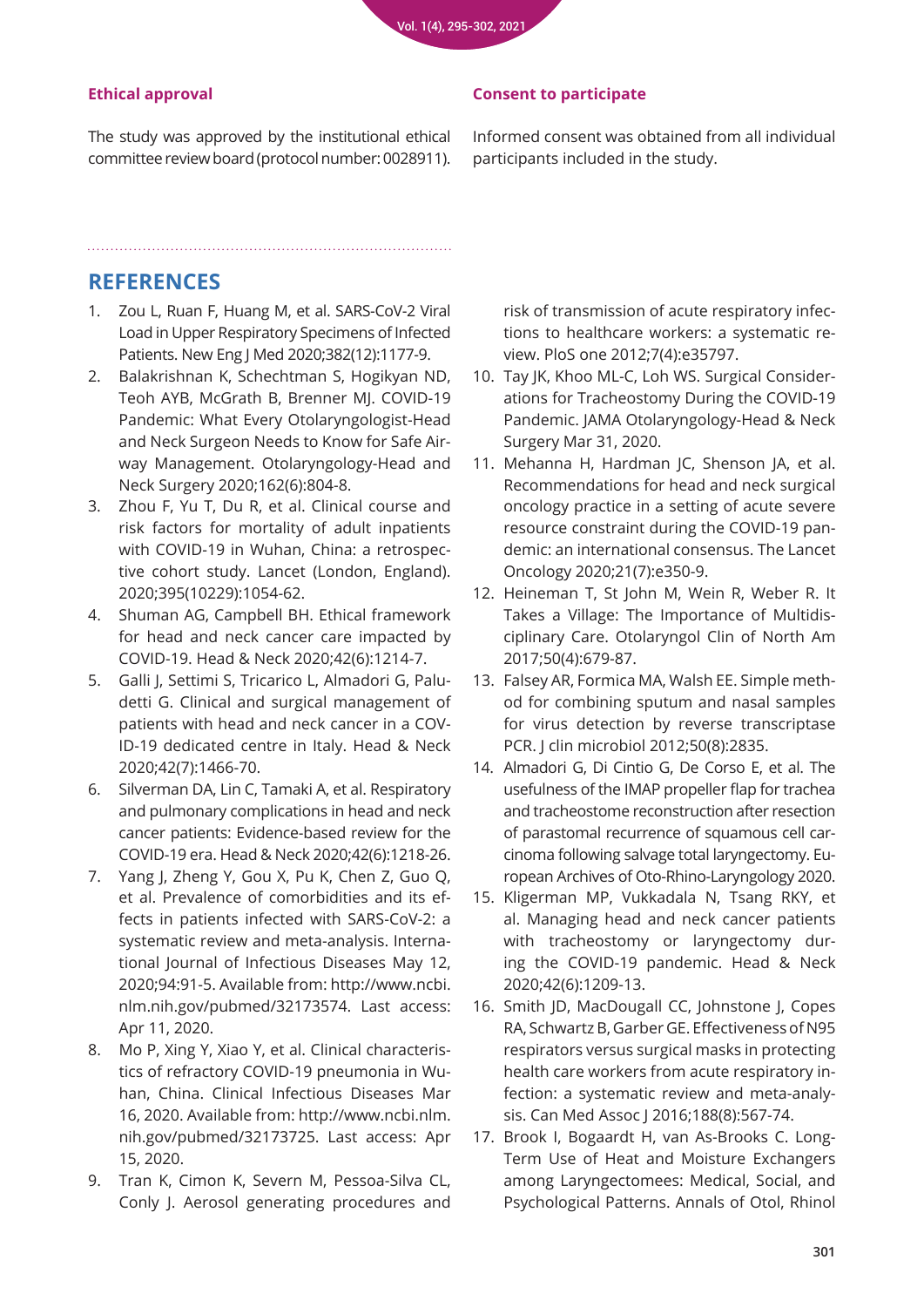#### Ethical approval

The study was approved by the institutional ethical committee review board (protocol number: 0028911).

#### Consent to participate

Informed consent was obtained from all individual participants included in the study.

## REFERENCES

1. Zou L, Ruan F, Huang M, et al. SARS-CoV-2 Viral Load in Upper Respiratory Specimens of Infected Patients. New Eng J Med 2020;382(12):1177-9.
2. Balakrishnan K, Schechtman S, Hogikyan ND, Teoh AYB, McGrath B, Brenner MJ. COVID-19 Pandemic: What Every Otolaryngologist-Head and Neck Surgeon Needs to Know for Safe Airway Management. Otolaryngology-Head and Neck Surgery 2020;162(6):804-8.
3. Zhou F, Yu T, Du R, et al. Clinical course and risk factors for mortality of adult inpatients with COVID-19 in Wuhan, China: a retrospective cohort study. Lancet (London, England). 2020;395(10229):1054-62.
4. Shuman AG, Campbell BH. Ethical framework for head and neck cancer care impacted by COVID-19. Head & Neck 2020;42(6):1214-7.
5. Galli J, Settimi S, Tricarico L, Almadori G, Paludetti G. Clinical and surgical management of patients with head and neck cancer in a COVID-19 dedicated centre in Italy. Head & Neck 2020;42(7):1466-70.
6. Silverman DA, Lin C, Tamaki A, et al. Respiratory and pulmonary complications in head and neck cancer patients: Evidence-based review for the COVID-19 era. Head & Neck 2020;42(6):1218-26.
7. Yang J, Zheng Y, Gou X, Pu K, Chen Z, Guo Q, et al. Prevalence of comorbidities and its effects in patients infected with SARS-CoV-2: a systematic review and meta-analysis. International Journal of Infectious Diseases May 12, 2020;94:91-5. Available from: http://www.ncbi.nlm.nih.gov/pubmed/32173574. Last access: Apr 11, 2020.
8. Mo P, Xing Y, Xiao Y, et al. Clinical characteristics of refractory COVID-19 pneumonia in Wuhan, China. Clinical Infectious Diseases Mar 16, 2020. Available from: http://www.ncbi.nlm.nih.gov/pubmed/32173725. Last access: Apr 15, 2020.
9. Tran K, Cimon K, Severn M, Pessoa-Silva CL, Conly J. Aerosol generating procedures and risk of transmission of acute respiratory infections to healthcare workers: a systematic review. PloS one 2012;7(4):e35797.
10. Tay JK, Khoo ML-C, Loh WS. Surgical Considerations for Tracheostomy During the COVID-19 Pandemic. JAMA Otolaryngology-Head & Neck Surgery Mar 31, 2020.
11. Mehanna H, Hardman JC, Shenson JA, et al. Recommendations for head and neck surgical oncology practice in a setting of acute severe resource constraint during the COVID-19 pandemic: an international consensus. The Lancet Oncology 2020;21(7):e350-9.
12. Heineman T, St John M, Wein R, Weber R. It Takes a Village: The Importance of Multidisciplinary Care. Otolaryngol Clin of North Am 2017;50(4):679-87.
13. Falsey AR, Formica MA, Walsh EE. Simple method for combining sputum and nasal samples for virus detection by reverse transcriptase PCR. J clin microbiol 2012;50(8):2835.
14. Almadori G, Di Cintio G, De Corso E, et al. The usefulness of the IMAP propeller flap for trachea and tracheostome reconstruction after resection of parastomal recurrence of squamous cell carcinoma following salvage total laryngectomy. European Archives of Oto-Rhino-Laryngology 2020.
15. Kligerman MP, Vukkadala N, Tsang RKY, et al. Managing head and neck cancer patients with tracheostomy or laryngectomy during the COVID-19 pandemic. Head & Neck 2020;42(6):1209-13.
16. Smith JD, MacDougall CC, Johnstone J, Copes RA, Schwartz B, Garber GE. Effectiveness of N95 respirators versus surgical masks in protecting health care workers from acute respiratory infection: a systematic review and meta-analysis. Can Med Assoc J 2016;188(8):567-74.
17. Brook I, Bogaardt H, van As-Brooks C. Long-Term Use of Heat and Moisture Exchangers among Laryngectomees: Medical, Social, and Psychological Patterns. Annals of Otol, Rhinol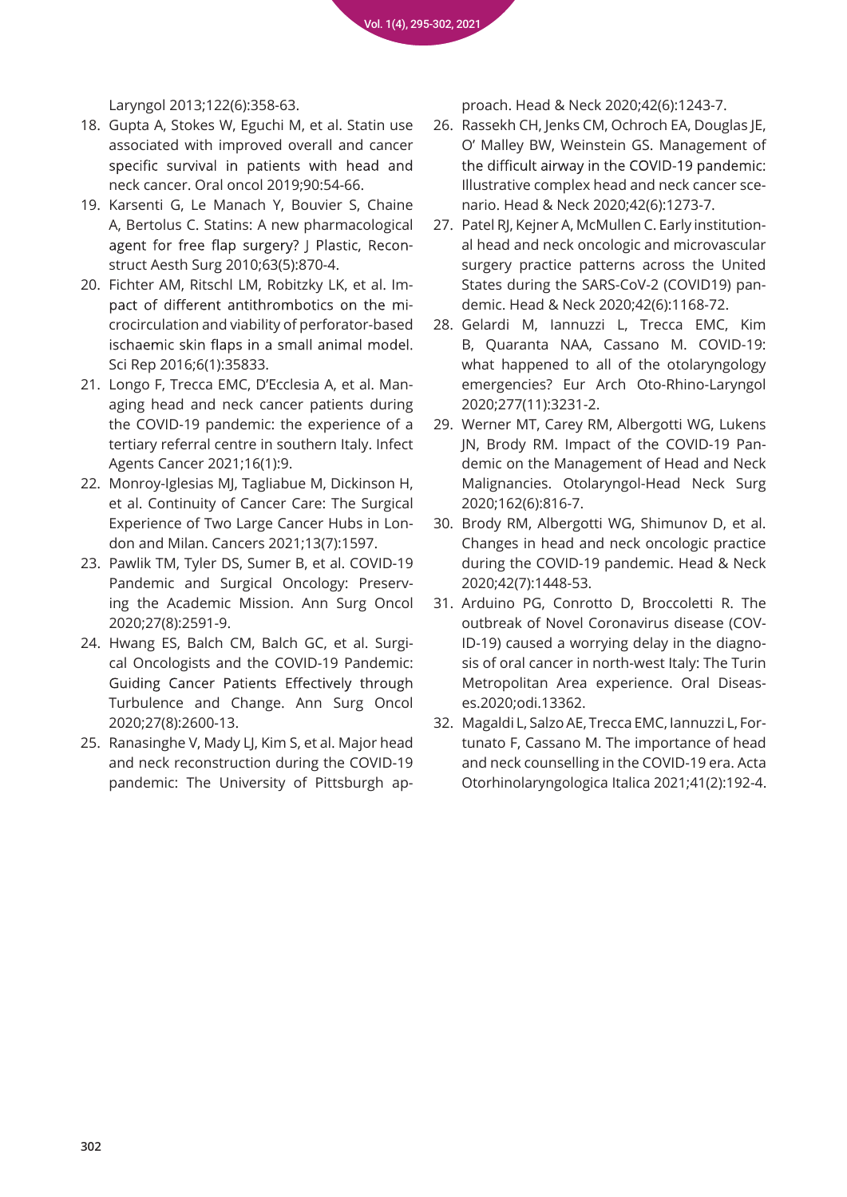Laryngol 2013;122(6):358-63.

18. Gupta A, Stokes W, Eguchi M, et al. Statin use associated with improved overall and cancer specific survival in patients with head and neck cancer. Oral oncol 2019;90:54-66.
19. Karsenti G, Le Manach Y, Bouvier S, Chaine A, Bertolus C. Statins: A new pharmacological agent for free flap surgery? J Plastic, Reconstruct Aesth Surg 2010;63(5):870-4.
20. Fichter AM, Ritschl LM, Robitzky LK, et al. Impact of different antithrombotics on the microcirculation and viability of perforator-based ischaemic skin flaps in a small animal model. Sci Rep 2016;6(1):35833.
21. Longo F, Trecca EMC, D'Ecclesia A, et al. Managing head and neck cancer patients during the COVID-19 pandemic: the experience of a tertiary referral centre in southern Italy. Infect Agents Cancer 2021;16(1):9.
22. Monroy-Iglesias MJ, Tagliabue M, Dickinson H, et al. Continuity of Cancer Care: The Surgical Experience of Two Large Cancer Hubs in London and Milan. Cancers 2021;13(7):1597.
23. Pawlik TM, Tyler DS, Sumer B, et al. COVID-19 Pandemic and Surgical Oncology: Preserving the Academic Mission. Ann Surg Oncol 2020;27(8):2591-9.
24. Hwang ES, Balch CM, Balch GC, et al. Surgical Oncologists and the COVID-19 Pandemic: Guiding Cancer Patients Effectively through Turbulence and Change. Ann Surg Oncol 2020;27(8):2600-13.
25. Ranasinghe V, Mady LJ, Kim S, et al. Major head and neck reconstruction during the COVID-19 pandemic: The University of Pittsburgh approach. Head & Neck 2020;42(6):1243-7.
26. Rassekh CH, Jenks CM, Ochroch EA, Douglas JE, O' Malley BW, Weinstein GS. Management of the difficult airway in the COVID-19 pandemic: Illustrative complex head and neck cancer scenario. Head & Neck 2020;42(6):1273-7.
27. Patel RJ, Kejner A, McMullen C. Early institutional head and neck oncologic and microvascular surgery practice patterns across the United States during the SARS-CoV-2 (COVID19) pandemic. Head & Neck 2020;42(6):1168-72.
28. Gelardi M, Iannuzzi L, Trecca EMC, Kim B, Quaranta NAA, Cassano M. COVID-19: what happened to all of the otolaryngology emergencies? Eur Arch Oto-Rhino-Laryngol 2020;277(11):3231-2.
29. Werner MT, Carey RM, Albergotti WG, Lukens JN, Brody RM. Impact of the COVID-19 Pandemic on the Management of Head and Neck Malignancies. Otolaryngol-Head Neck Surg 2020;162(6):816-7.
30. Brody RM, Albergotti WG, Shimunov D, et al. Changes in head and neck oncologic practice during the COVID-19 pandemic. Head & Neck 2020;42(7):1448-53.
31. Arduino PG, Conrotto D, Broccoletti R. The outbreak of Novel Coronavirus disease (COVID-19) caused a worrying delay in the diagnosis of oral cancer in north-west Italy: The Turin Metropolitan Area experience. Oral Diseases.2020;odi.13362.
32. Magaldi L, Salzo AE, Trecca EMC, Iannuzzi L, Fortunato F, Cassano M. The importance of head and neck counselling in the COVID-19 era. Acta Otorhinolaryngologica Italica 2021;41(2):192-4.